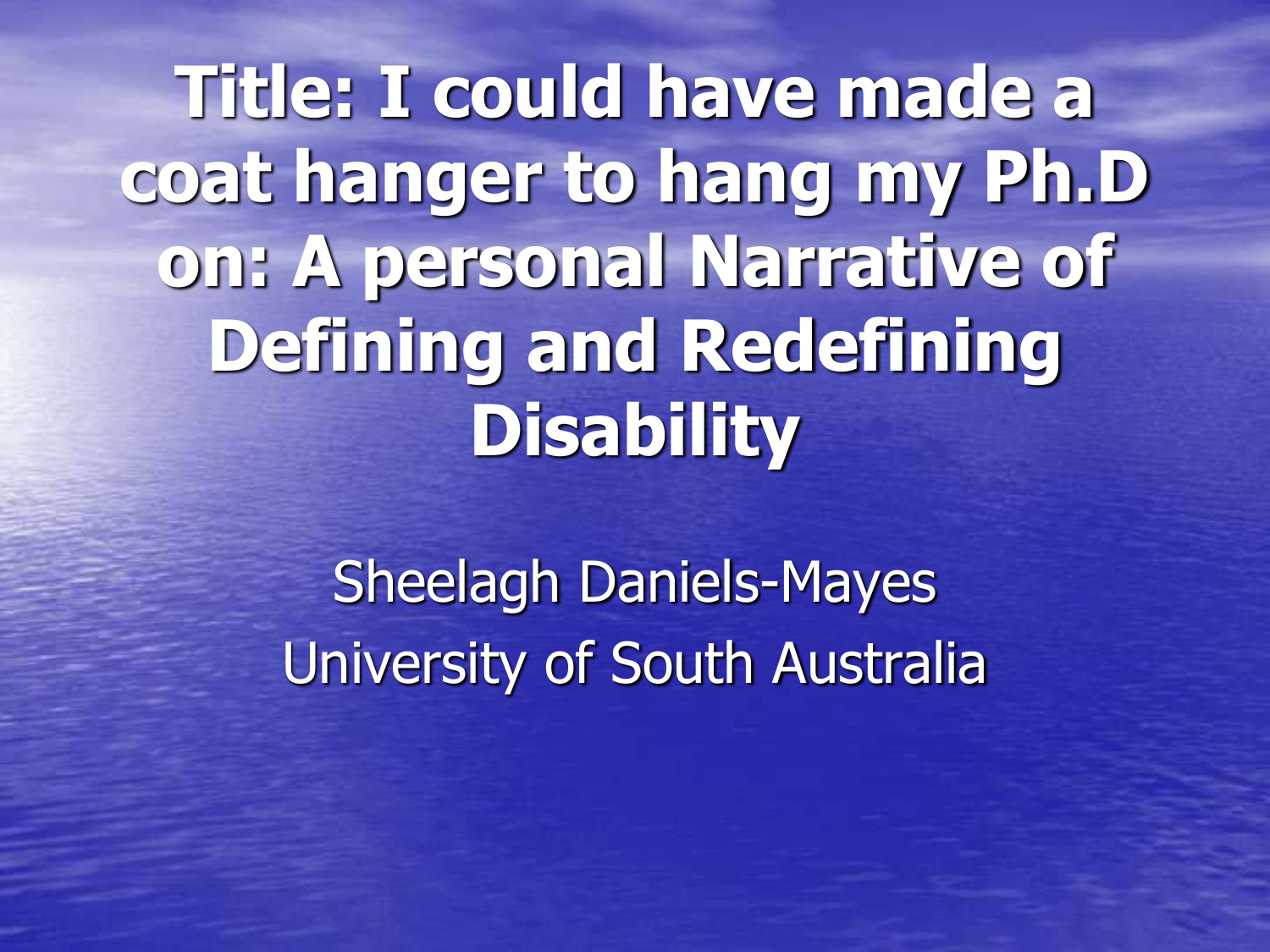# Title: I could have made a coat hanger to hang my Ph.D on: A personal Narrative of Defining and Redefining Disability

Sheelagh Daniels-Mayes

University of South Australia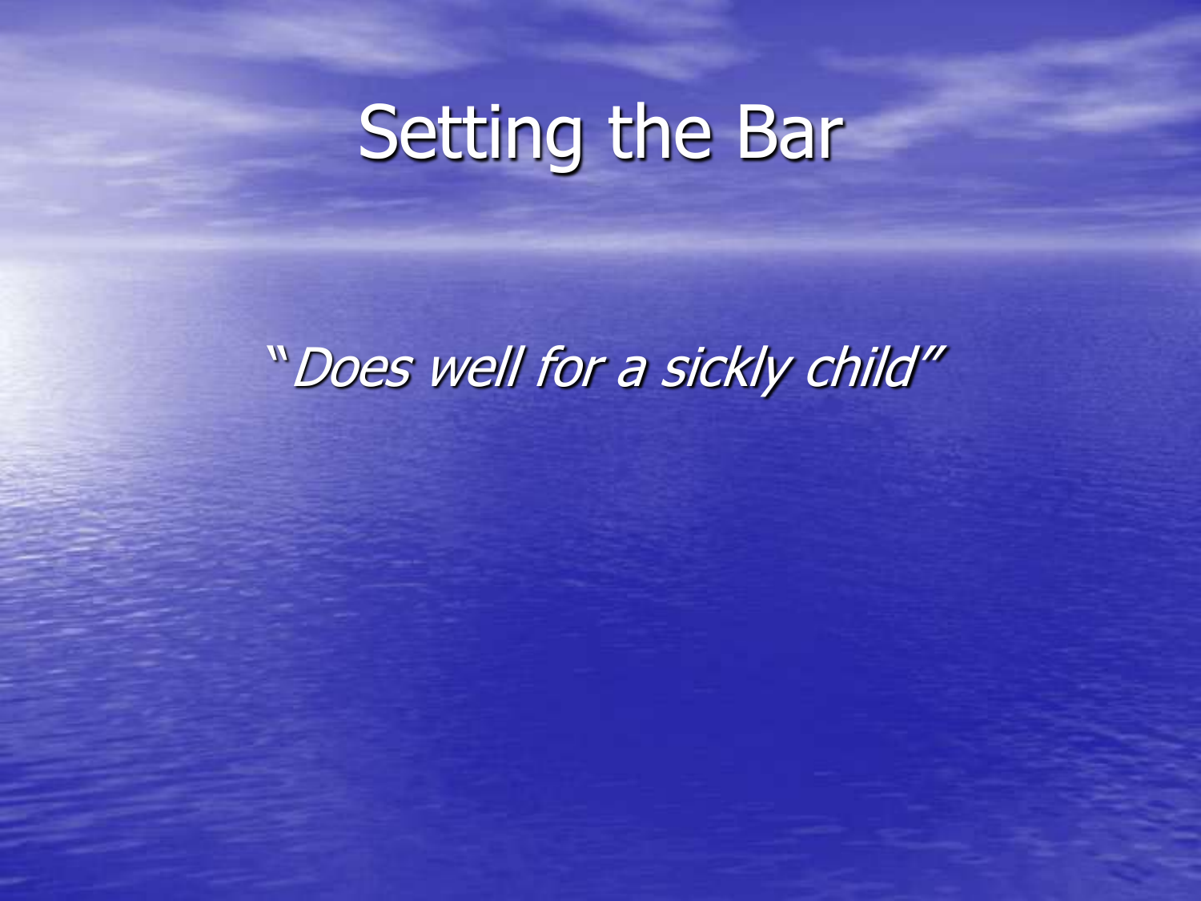# Setting the Bar

*"Does well for a sickly child"*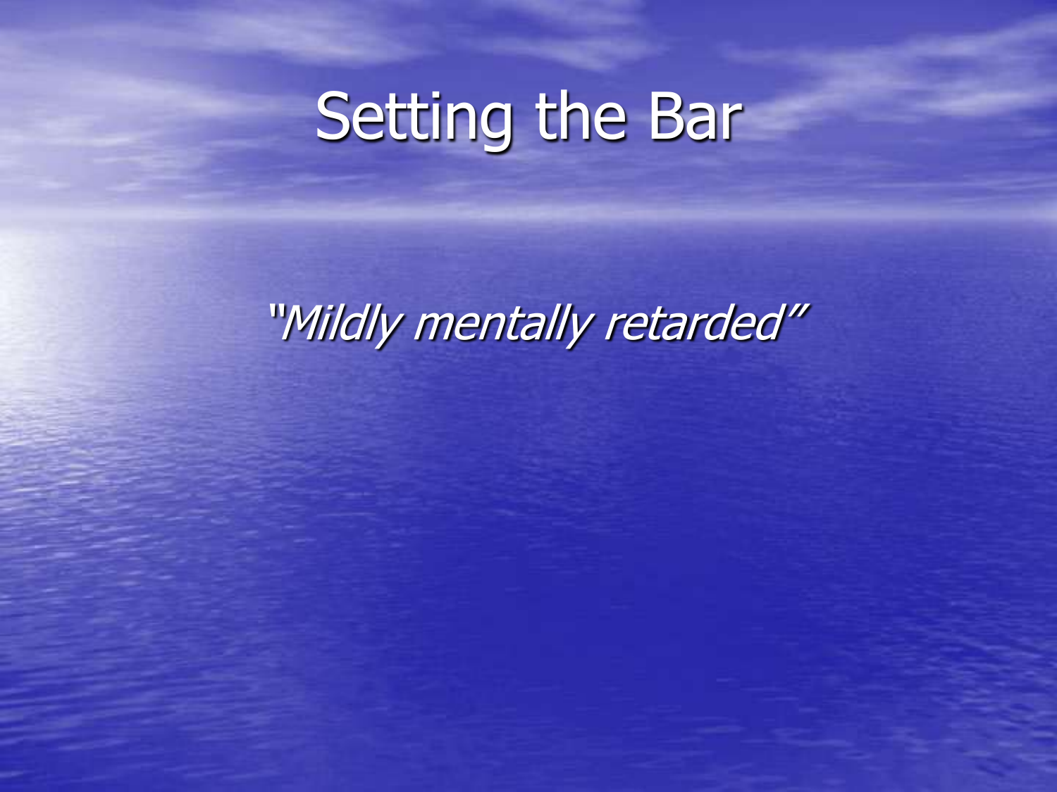# Setting the Bar

*"Mildly mentally retarded"*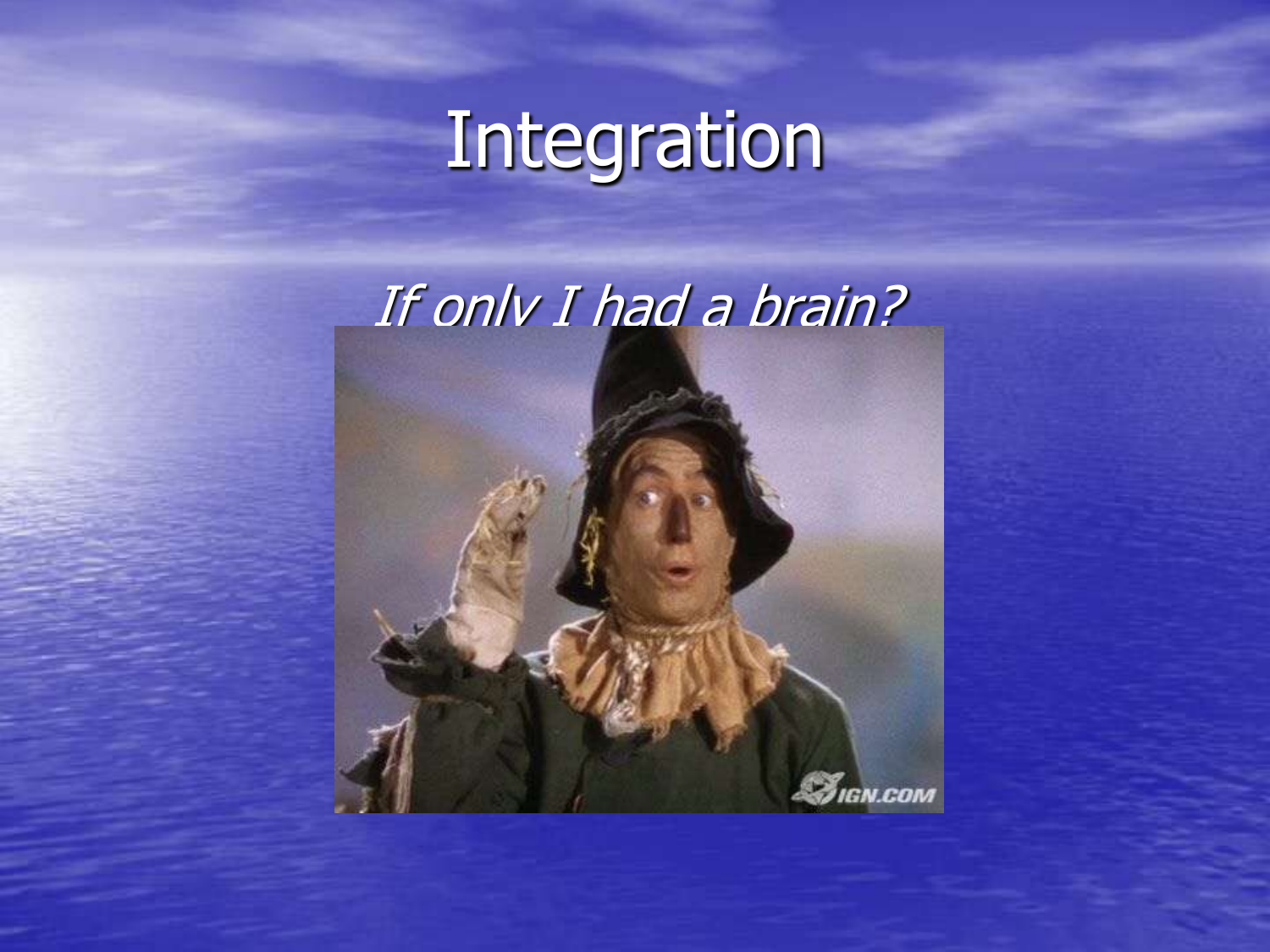# Integration

*If only I had a brain?*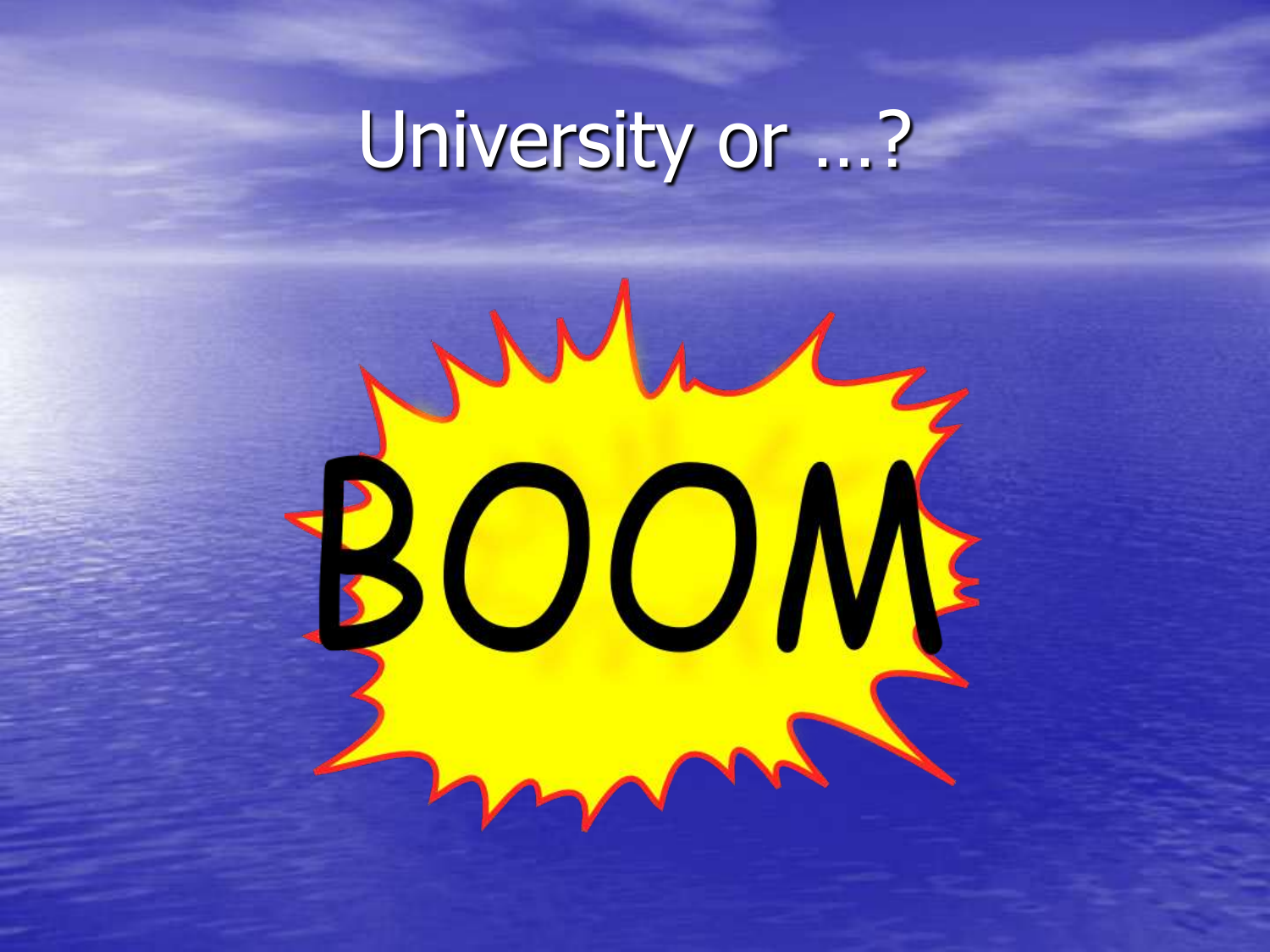# University or …?

BOOM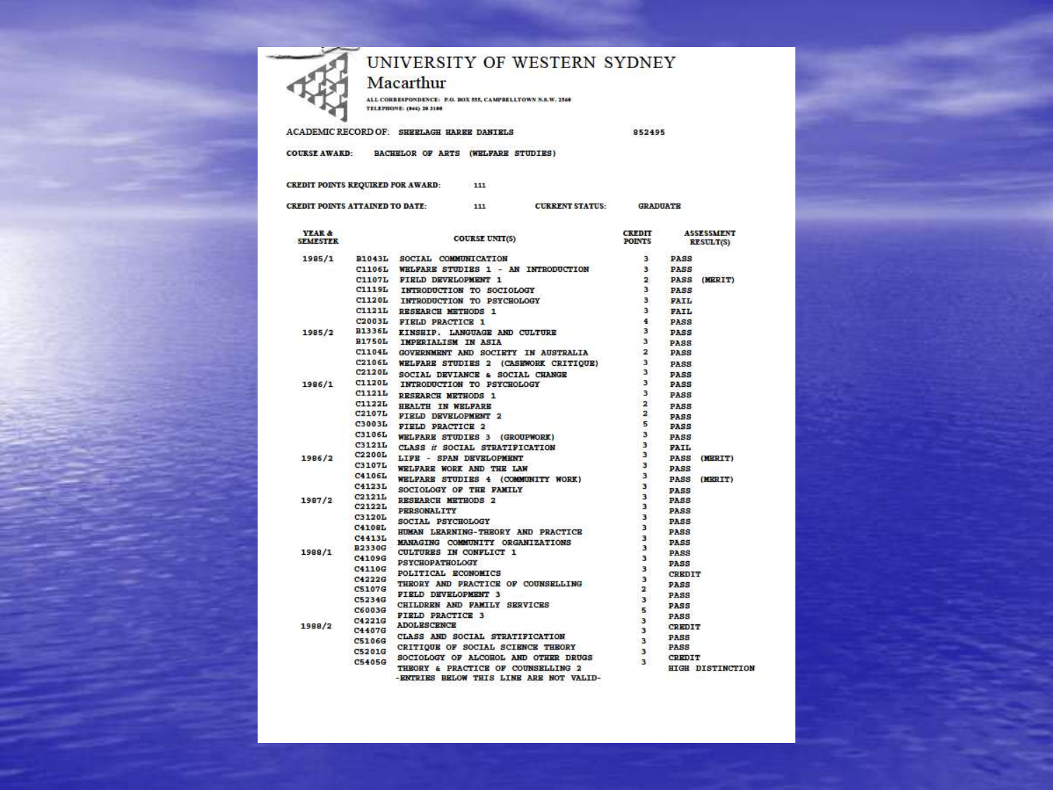# UNIVERSITY OF WESTERN SYDNEY

## Macarthur

ALL CORRESPONDENCE: P.O. BOX 555, CAMPBELLTOWN N.S.W. 2560
TELEPHONE: (046) 20 3100

**ACADEMIC RECORD OF:** SHEELAGH HAREE DANIELS 852495

**COURSE AWARD:** BACHELOR OF ARTS (WELFARE STUDIES)

**CREDIT POINTS REQUIRED FOR AWARD:** 111

**CREDIT POINTS ATTAINED TO DATE:** 111 **CURRENT STATUS:** GRADUATE

| YEAR & SEMESTER | | COURSE UNIT(S) | CREDIT POINTS | ASSESSMENT RESULT(S) |
|---|---|---|---|---|
| 1985/1 | B1043L | SOCIAL COMMUNICATION | 3 | PASS |
| | C1106L | WELFARE STUDIES 1 - AN INTRODUCTION | 3 | PASS |
| | C1107L | FIELD DEVELOPMENT 1 | 2 | PASS (MERIT) |
| | C1119L | INTRODUCTION TO SOCIOLOGY | 3 | PASS |
| | C1120L | INTRODUCTION TO PSYCHOLOGY | 3 | FAIL |
| | C1121L | RESEARCH METHODS 1 | 3 | FAIL |
| | C2003L | FIELD PRACTICE 1 | 4 | PASS |
| 1985/2 | B1336L | KINSHIP. LANGUAGE AND CULTURE | 3 | PASS |
| | B1750L | IMPERIALISM IN ASIA | 3 | PASS |
| | C1104L | GOVERNMENT AND SOCIETY IN AUSTRALIA | 2 | PASS |
| | C2106L | WELFARE STUDIES 2 (CASEWORK CRITIQUE) | 3 | PASS |
| | C2120L | SOCIAL DEVIANCE & SOCIAL CHANGE | 3 | PASS |
| 1986/1 | C1120L | INTRODUCTION TO PSYCHOLOGY | 3 | PASS |
| | C1121L | RESEARCH METHODS 1 | 3 | PASS |
| | C1122L | HEALTH IN WELFARE | 2 | PASS |
| | C2107L | FIELD DEVELOPMENT 2 | 2 | PASS |
| | C3003L | FIELD PRACTICE 2 | 5 | PASS |
| | C3106L | WELFARE STUDIES 3 (GROUPWORK) | 3 | PASS |
| | C3121L | CLASS & SOCIAL STRATIFICATION | 3 | FAIL |
| 1986/2 | C2200L | LIFE - SPAN DEVELOPMENT | 3 | PASS (MERIT) |
| | C3107L | WELFARE WORK AND THE LAW | 3 | PASS |
| | C4106L | WELFARE STUDIES 4 (COMMUNITY WORK) | 3 | PASS (MERIT) |
| | C4123L | SOCIOLOGY OF THE FAMILY | 3 | PASS |
| 1987/2 | C2121L | RESEARCH METHODS 2 | 3 | PASS |
| | C2122L | PERSONALITY | 3 | PASS |
| | C3120L | SOCIAL PSYCHOLOGY | 3 | PASS |
| | C4108L | HUMAN LEARNING-THEORY AND PRACTICE | 3 | PASS |
| | C4413L | MANAGING COMMUNITY ORGANIZATIONS | 3 | PASS |
| 1988/1 | B2330G | CULTURES IN CONFLICT 1 | 3 | PASS |
| | C4109G | PSYCHOPATHOLOGY | 3 | PASS |
| | C4110G | POLITICAL ECONOMICS | 3 | CREDIT |
| | C4222G | THEORY AND PRACTICE OF COUNSELLING | 3 | PASS |
| | C5107G | FIELD DEVELOPMENT 3 | 2 | PASS |
| | C5234G | CHILDREN AND FAMILY SERVICES | 3 | PASS |
| | C6003G | FIELD PRACTICE 3 | 5 | PASS |
| 1988/2 | C4221G | ADOLESCENCE | 3 | CREDIT |
| | C4407G | CLASS AND SOCIAL STRATIFICATION | 3 | PASS |
| | C5106G | CRITIQUE OF SOCIAL SCIENCE THEORY | 3 | PASS |
| | C5201G | SOCIOLOGY OF ALCOHOL AND OTHER DRUGS | 3 | CREDIT |
| | C5405G | THEORY & PRACTICE OF COUNSELLING 2 | 3 | HIGH DISTINCTION |

-ENTRIES BELOW THIS LINE ARE NOT VALID-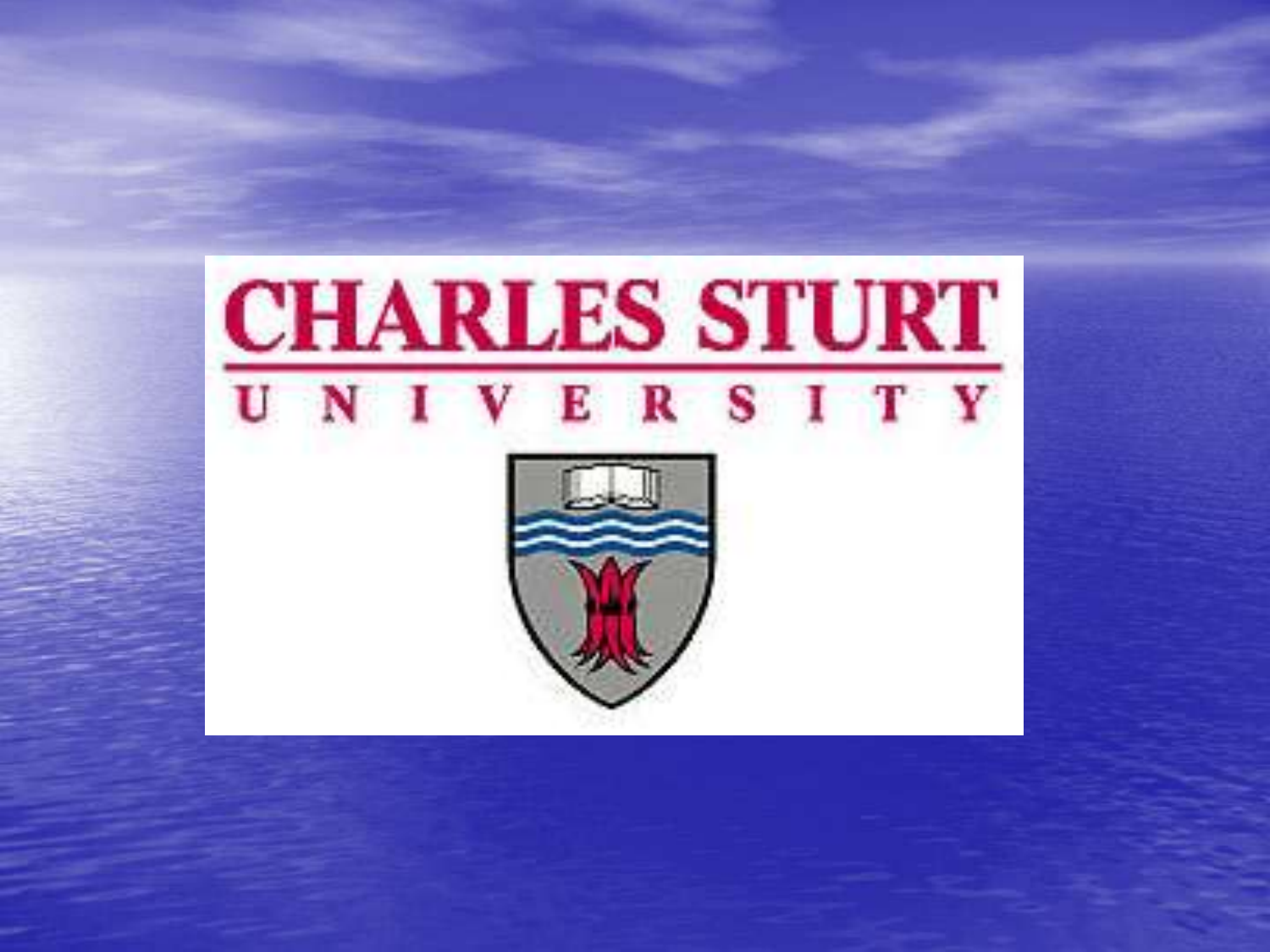CHARLES STURT

UNIVERSITY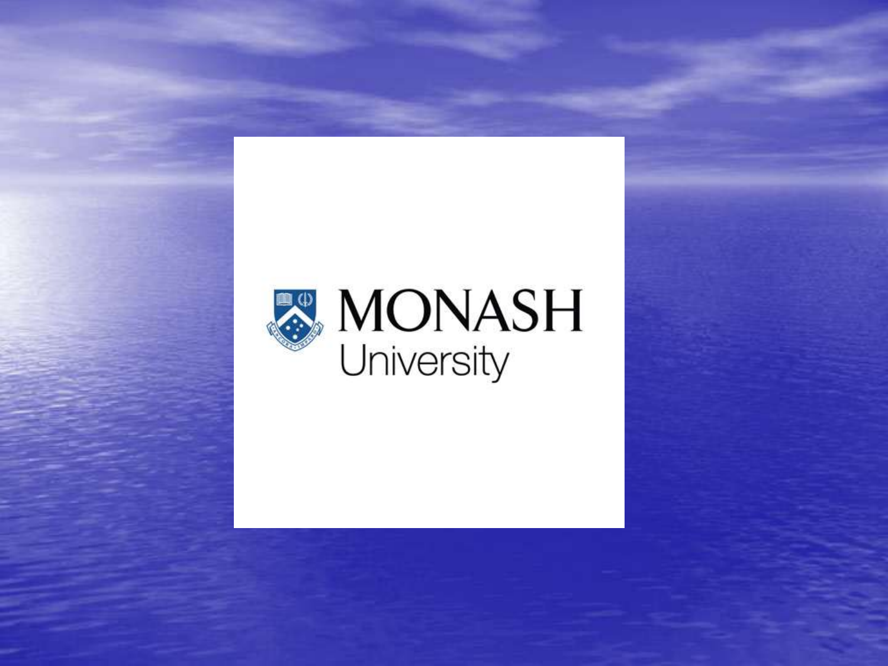MONASH University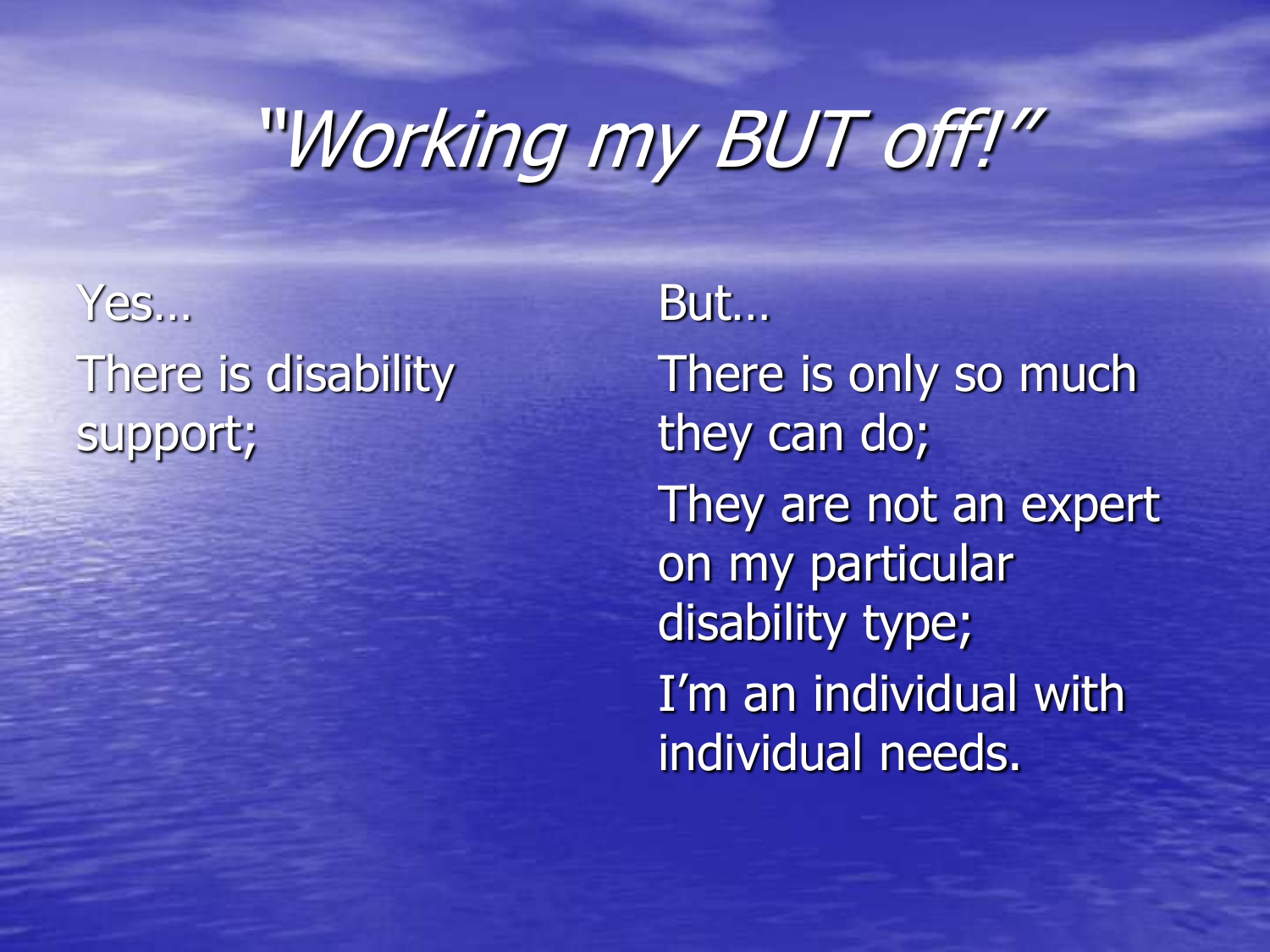# *"Working my BUT off!"*

Yes…

There is disability support;

But…

There is only so much they can do;

They are not an expert on my particular disability type;

I'm an individual with individual needs.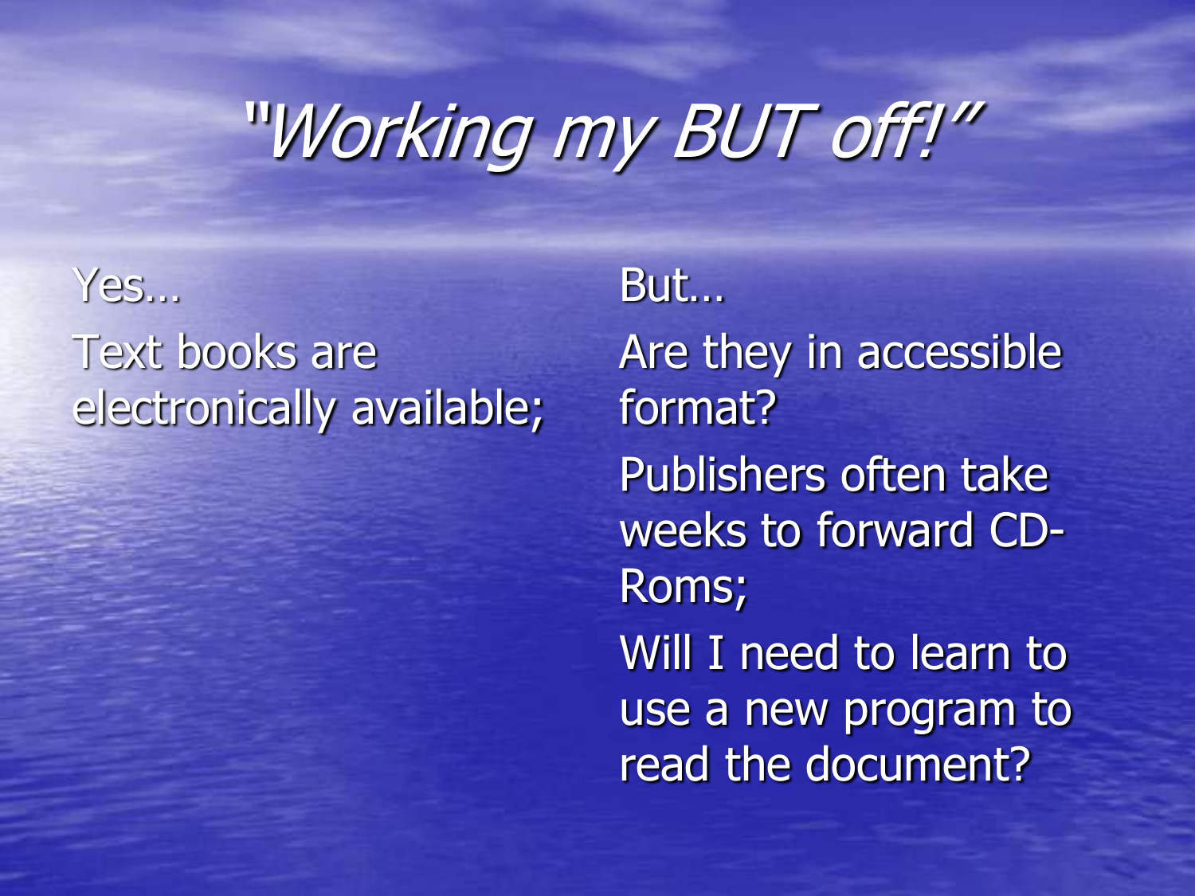# *"Working my BUT off!"*

Yes…

Text books are electronically available;

But…

Are they in accessible format?

Publishers often take weeks to forward CD-Roms;

Will I need to learn to use a new program to read the document?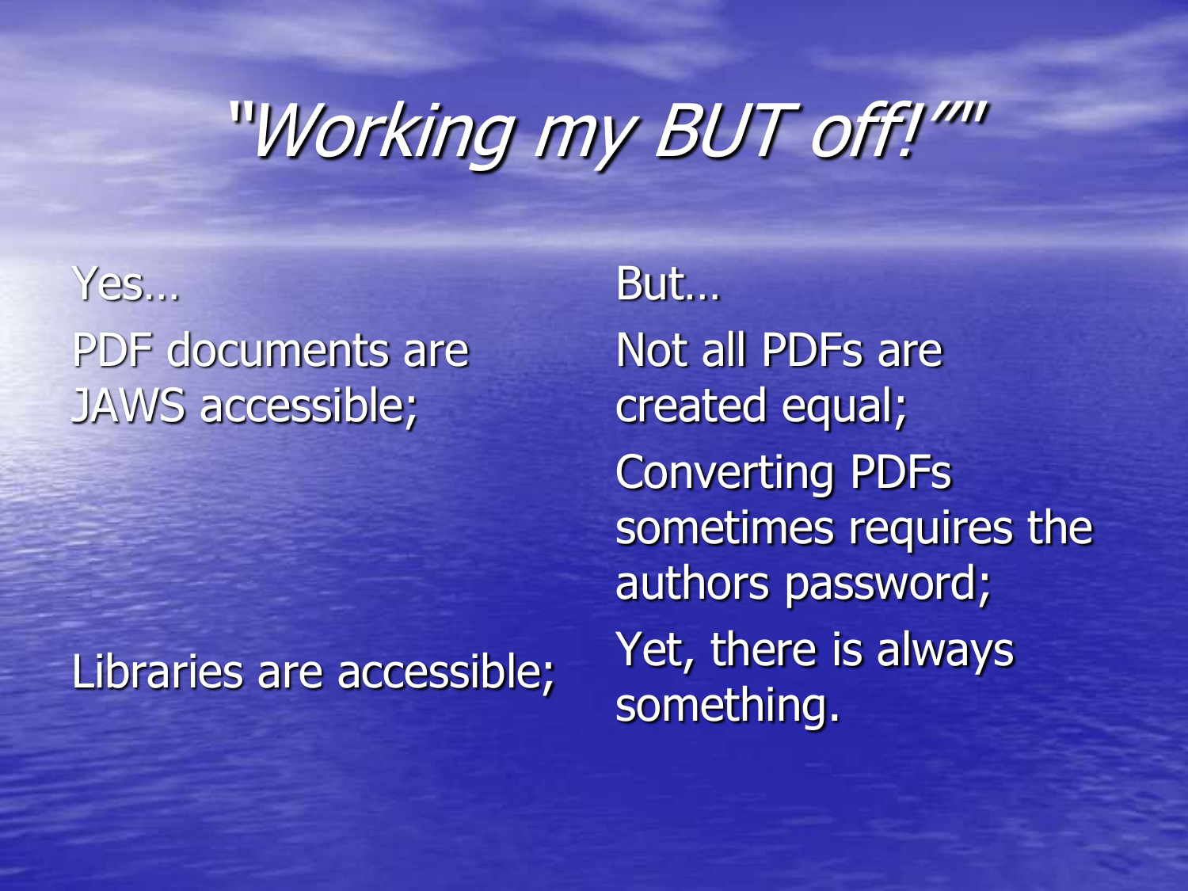# "Working my BUT off!""

Yes…

PDF documents are JAWS accessible;

Libraries are accessible;

But…

Not all PDFs are created equal;

Converting PDFs sometimes requires the authors password;

Yet, there is always something.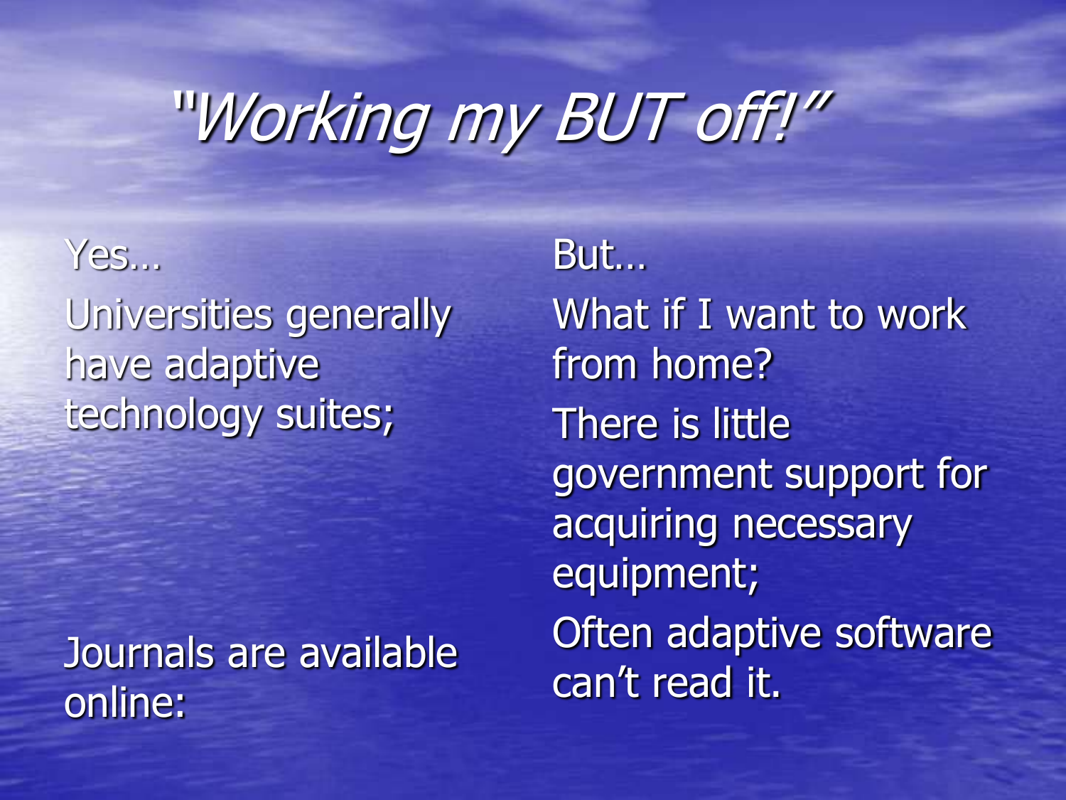# *"Working my BUT off!"*

Yes…

Universities generally have adaptive technology suites;

Journals are available online:

But…

What if I want to work from home?

There is little government support for acquiring necessary equipment;

Often adaptive software can't read it.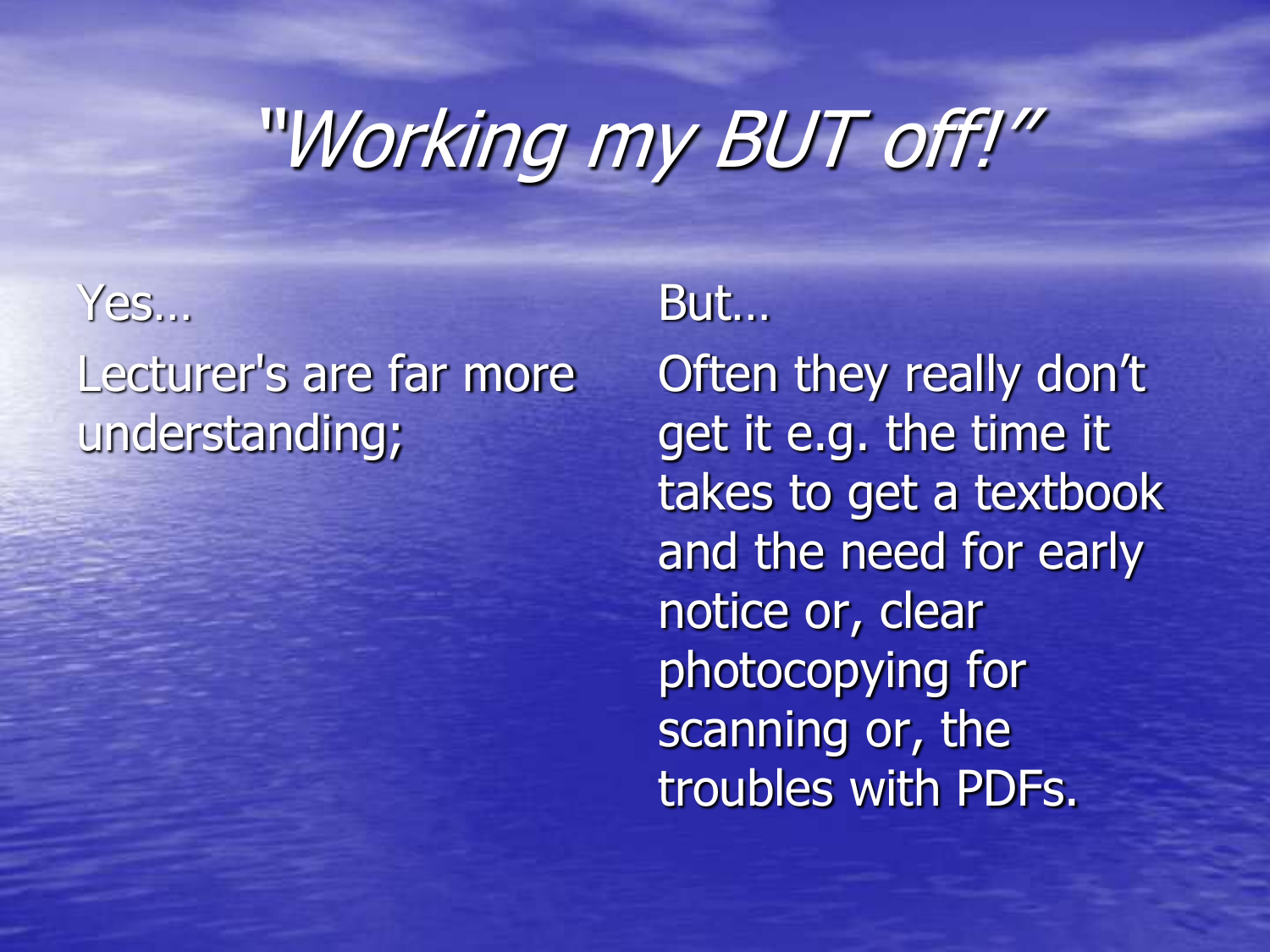# *"Working my BUT off!"*

Yes…

Lecturer's are far more understanding;

But…

Often they really don't get it e.g. the time it takes to get a textbook and the need for early notice or, clear photocopying for scanning or, the troubles with PDFs.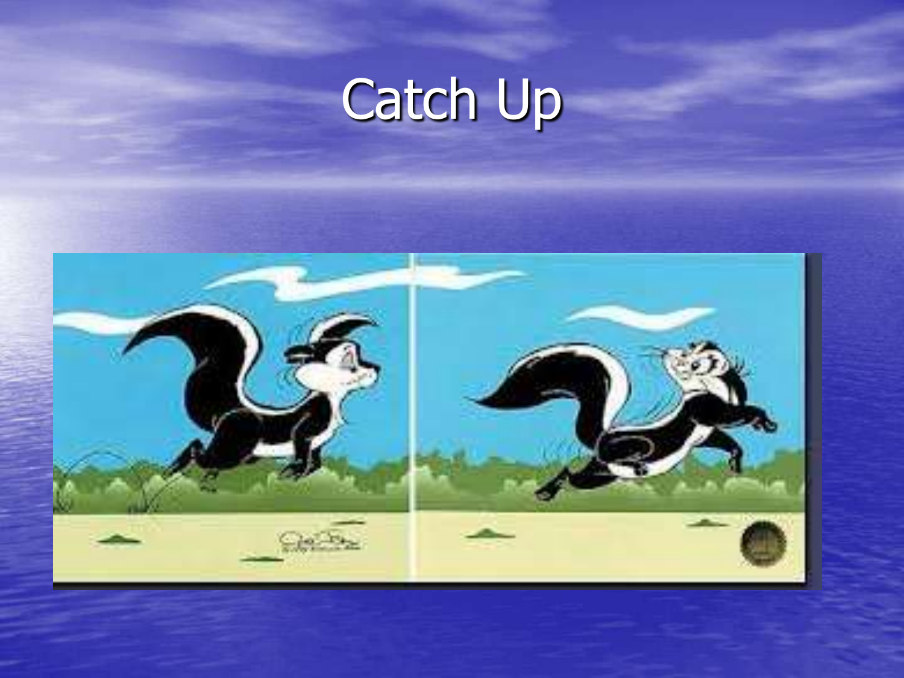# Catch Up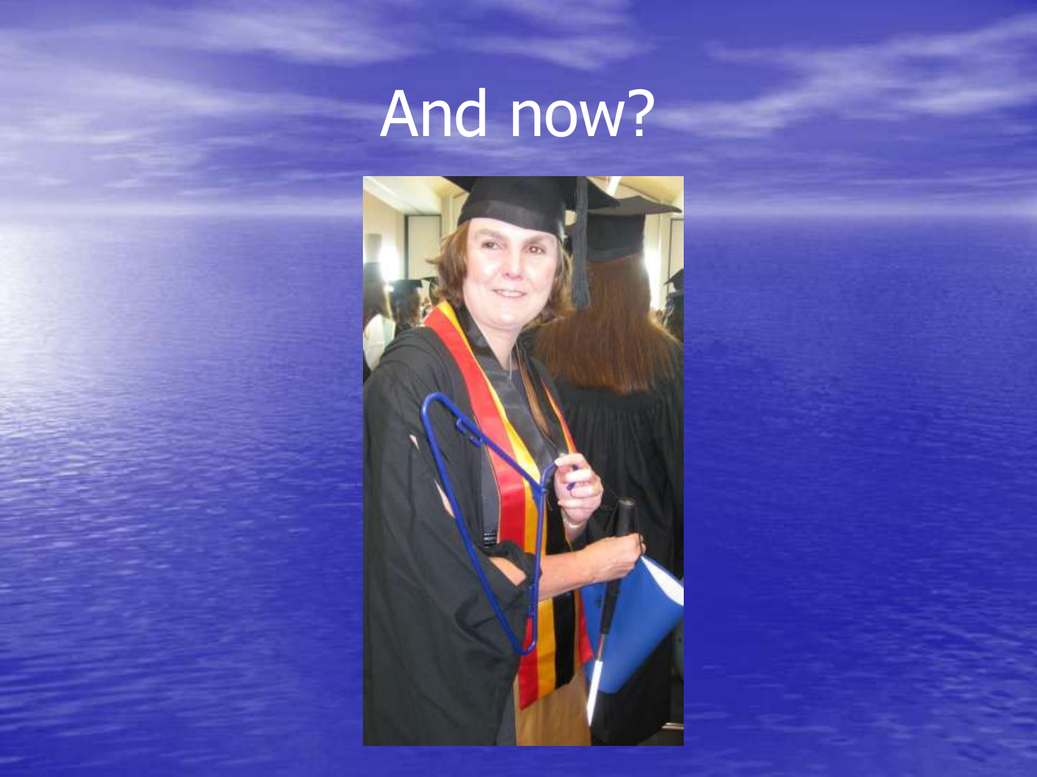# And now?